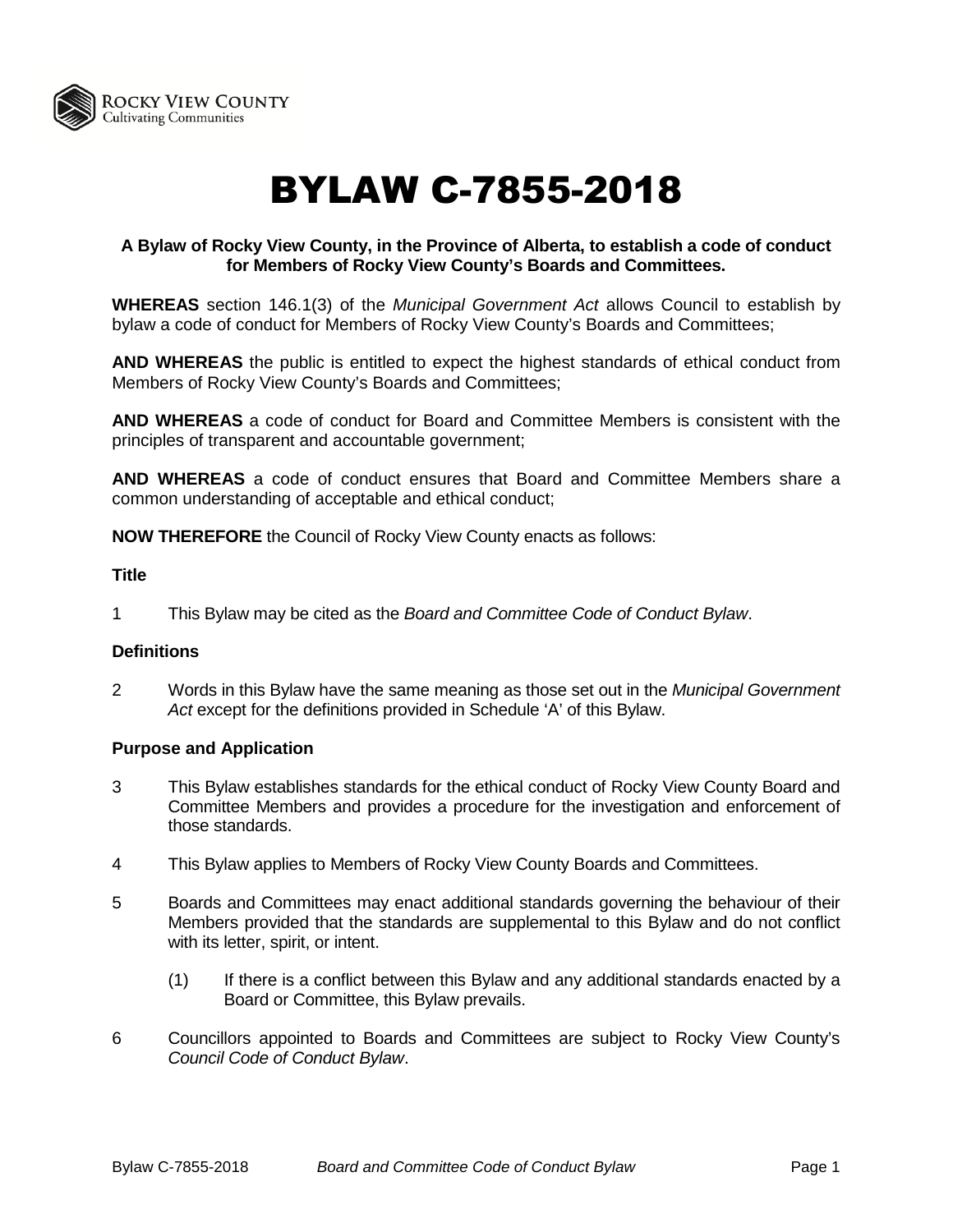# BYLAW C-7855-2018

**A Bylaw of Rocky View County, in the Province of Alberta, to establish a code of conduct for Members of Rocky View County's Boards and Committees.**

**WHEREAS** section 146.1(3) of the *Municipal Government Act* allows Council to establish by bylaw a code of conduct for Members of Rocky View County's Boards and Committees;

**AND WHEREAS** the public is entitled to expect the highest standards of ethical conduct from Members of Rocky View County's Boards and Committees;

**AND WHEREAS** a code of conduct for Board and Committee Members is consistent with the principles of transparent and accountable government;

**AND WHEREAS** a code of conduct ensures that Board and Committee Members share a common understanding of acceptable and ethical conduct;

**NOW THEREFORE** the Council of Rocky View County enacts as follows:

**Title**

1 This Bylaw may be cited as the *Board and Committee Code of Conduct Bylaw*.

**Definitions**

2 Words in this Bylaw have the same meaning as those set out in the *Municipal Government Act* except for the definitions provided in Schedule 'A' of this Bylaw.

**Purpose and Application**

3 This Bylaw establishes standards for the ethical conduct of Rocky View County Board and Committee Members and provides a procedure for the investigation and enforcement of those standards.

4 This Bylaw applies to Members of Rocky View County Boards and Committees.

5 Boards and Committees may enact additional standards governing the behaviour of their Members provided that the standards are supplemental to this Bylaw and do not conflict with its letter, spirit, or intent.

(1) If there is a conflict between this Bylaw and any additional standards enacted by a Board or Committee, this Bylaw prevails.

6 Councillors appointed to Boards and Committees are subject to Rocky View County's *Council Code of Conduct Bylaw*.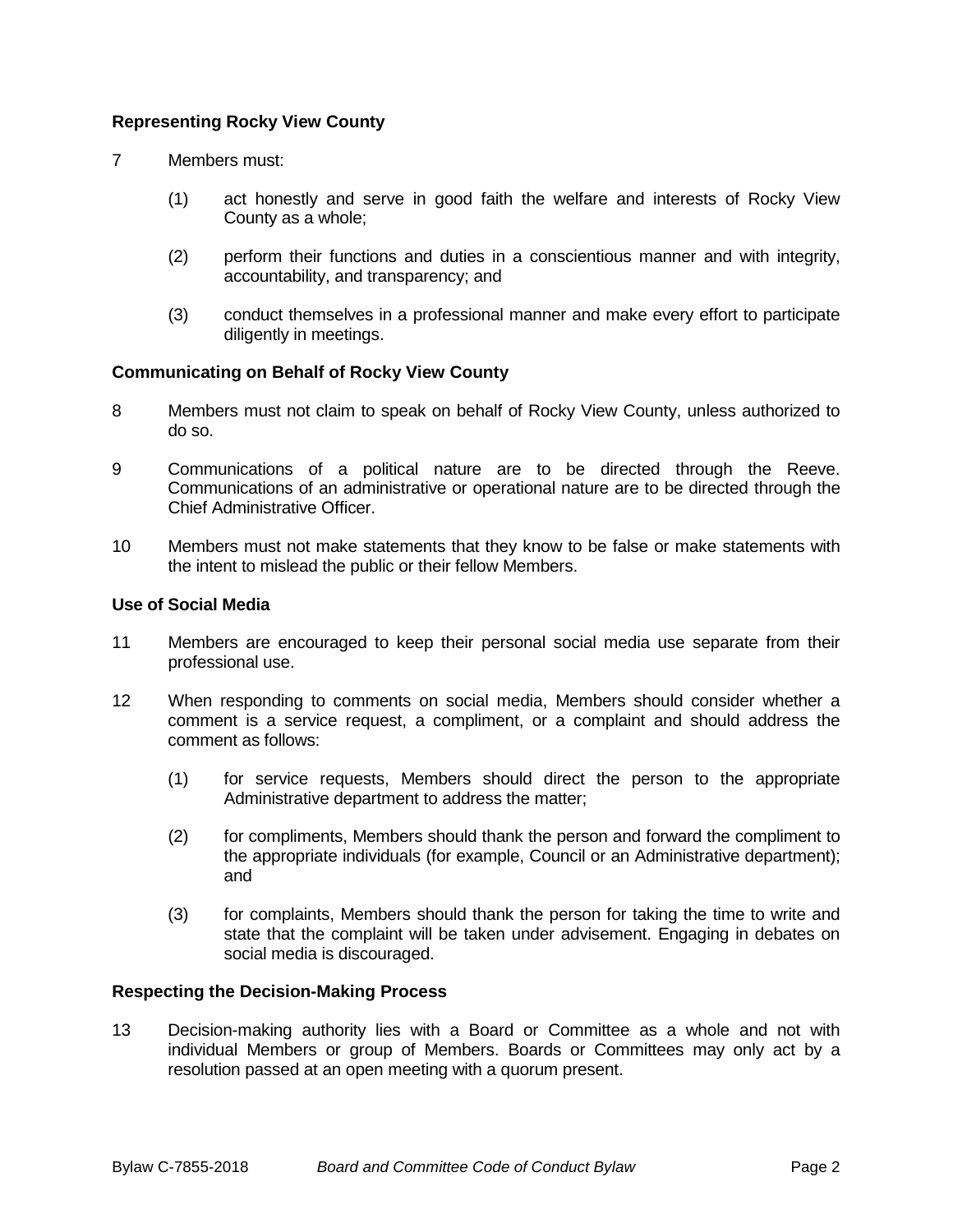**Representing Rocky View County**

7 Members must:

(1) act honestly and serve in good faith the welfare and interests of Rocky View County as a whole;

(2) perform their functions and duties in a conscientious manner and with integrity, accountability, and transparency; and

(3) conduct themselves in a professional manner and make every effort to participate diligently in meetings.

**Communicating on Behalf of Rocky View County**

8 Members must not claim to speak on behalf of Rocky View County, unless authorized to do so.

9 Communications of a political nature are to be directed through the Reeve. Communications of an administrative or operational nature are to be directed through the Chief Administrative Officer.

10 Members must not make statements that they know to be false or make statements with the intent to mislead the public or their fellow Members.

**Use of Social Media**

11 Members are encouraged to keep their personal social media use separate from their professional use.

12 When responding to comments on social media, Members should consider whether a comment is a service request, a compliment, or a complaint and should address the comment as follows:

(1) for service requests, Members should direct the person to the appropriate Administrative department to address the matter;

(2) for compliments, Members should thank the person and forward the compliment to the appropriate individuals (for example, Council or an Administrative department); and

(3) for complaints, Members should thank the person for taking the time to write and state that the complaint will be taken under advisement. Engaging in debates on social media is discouraged.

**Respecting the Decision-Making Process**

13 Decision-making authority lies with a Board or Committee as a whole and not with individual Members or group of Members. Boards or Committees may only act by a resolution passed at an open meeting with a quorum present.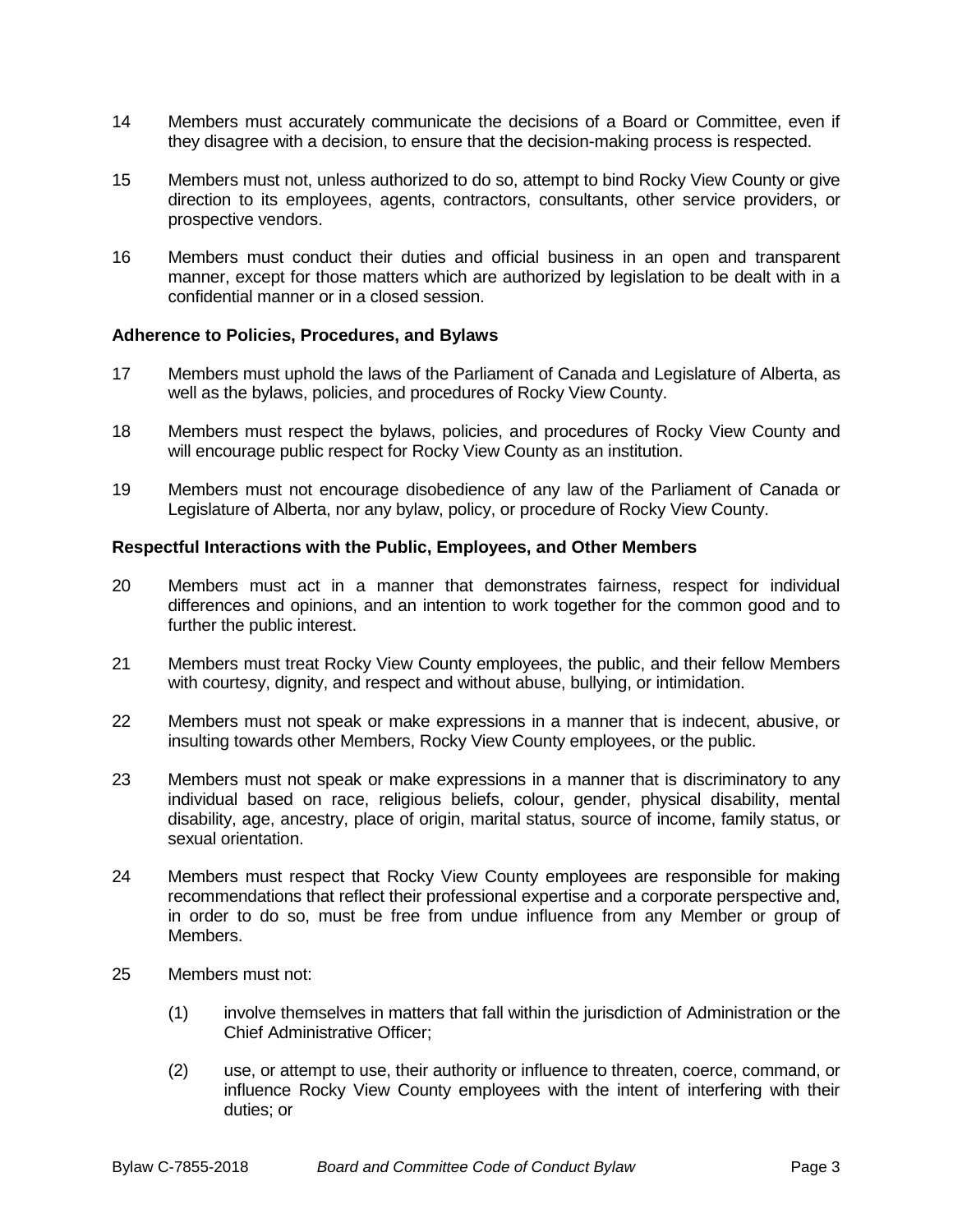14 Members must accurately communicate the decisions of a Board or Committee, even if they disagree with a decision, to ensure that the decision-making process is respected.

15 Members must not, unless authorized to do so, attempt to bind Rocky View County or give direction to its employees, agents, contractors, consultants, other service providers, or prospective vendors.

16 Members must conduct their duties and official business in an open and transparent manner, except for those matters which are authorized by legislation to be dealt with in a confidential manner or in a closed session.

**Adherence to Policies, Procedures, and Bylaws**

17 Members must uphold the laws of the Parliament of Canada and Legislature of Alberta, as well as the bylaws, policies, and procedures of Rocky View County.

18 Members must respect the bylaws, policies, and procedures of Rocky View County and will encourage public respect for Rocky View County as an institution.

19 Members must not encourage disobedience of any law of the Parliament of Canada or Legislature of Alberta, nor any bylaw, policy, or procedure of Rocky View County.

**Respectful Interactions with the Public, Employees, and Other Members**

20 Members must act in a manner that demonstrates fairness, respect for individual differences and opinions, and an intention to work together for the common good and to further the public interest.

21 Members must treat Rocky View County employees, the public, and their fellow Members with courtesy, dignity, and respect and without abuse, bullying, or intimidation.

22 Members must not speak or make expressions in a manner that is indecent, abusive, or insulting towards other Members, Rocky View County employees, or the public.

23 Members must not speak or make expressions in a manner that is discriminatory to any individual based on race, religious beliefs, colour, gender, physical disability, mental disability, age, ancestry, place of origin, marital status, source of income, family status, or sexual orientation.

24 Members must respect that Rocky View County employees are responsible for making recommendations that reflect their professional expertise and a corporate perspective and, in order to do so, must be free from undue influence from any Member or group of Members.

25 Members must not:

(1) involve themselves in matters that fall within the jurisdiction of Administration or the Chief Administrative Officer;

(2) use, or attempt to use, their authority or influence to threaten, coerce, command, or influence Rocky View County employees with the intent of interfering with their duties; or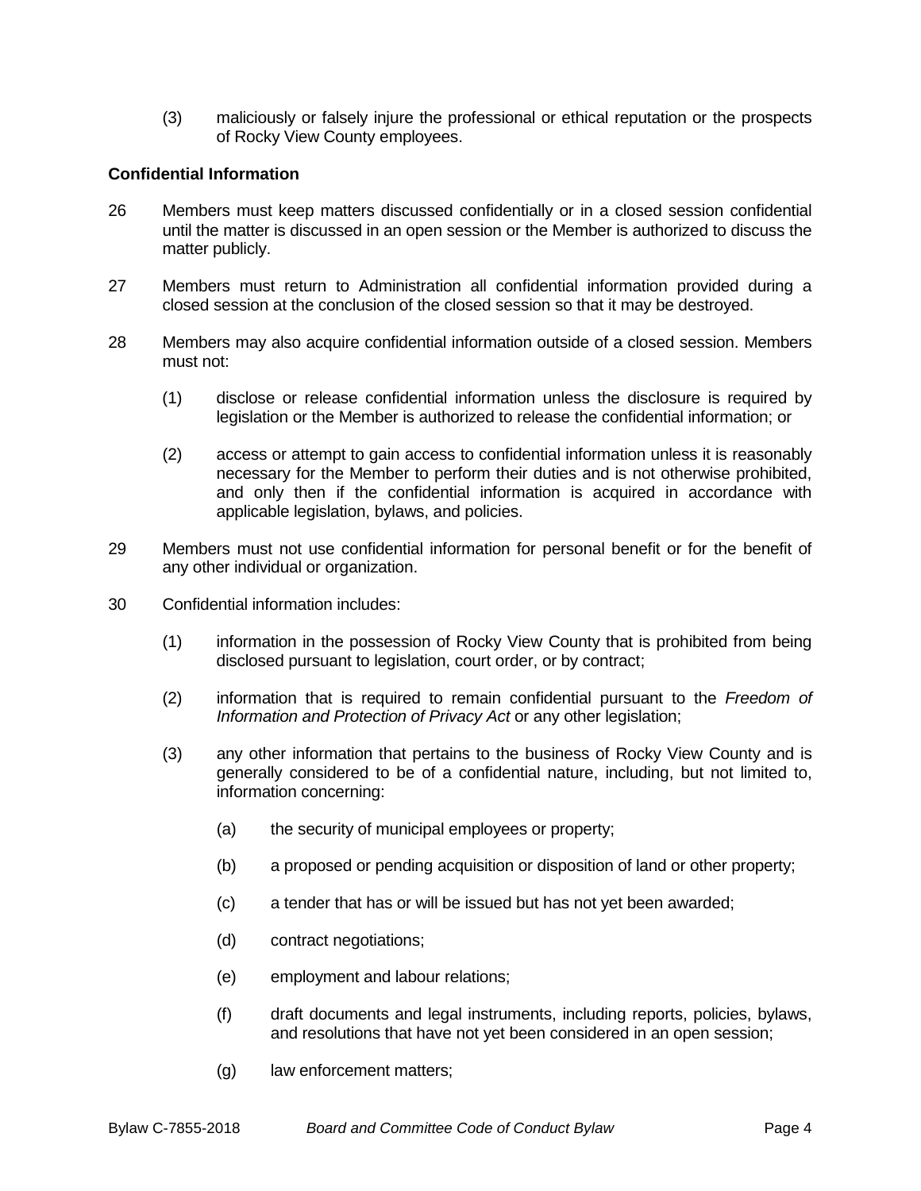(3) maliciously or falsely injure the professional or ethical reputation or the prospects of Rocky View County employees.

**Confidential Information**

26 Members must keep matters discussed confidentially or in a closed session confidential until the matter is discussed in an open session or the Member is authorized to discuss the matter publicly.

27 Members must return to Administration all confidential information provided during a closed session at the conclusion of the closed session so that it may be destroyed.

28 Members may also acquire confidential information outside of a closed session. Members must not:

(1) disclose or release confidential information unless the disclosure is required by legislation or the Member is authorized to release the confidential information; or

(2) access or attempt to gain access to confidential information unless it is reasonably necessary for the Member to perform their duties and is not otherwise prohibited, and only then if the confidential information is acquired in accordance with applicable legislation, bylaws, and policies.

29 Members must not use confidential information for personal benefit or for the benefit of any other individual or organization.

30 Confidential information includes:

(1) information in the possession of Rocky View County that is prohibited from being disclosed pursuant to legislation, court order, or by contract;

(2) information that is required to remain confidential pursuant to the *Freedom of Information and Protection of Privacy Act* or any other legislation;

(3) any other information that pertains to the business of Rocky View County and is generally considered to be of a confidential nature, including, but not limited to, information concerning:

(a) the security of municipal employees or property;

(b) a proposed or pending acquisition or disposition of land or other property;

(c) a tender that has or will be issued but has not yet been awarded;

(d) contract negotiations;

(e) employment and labour relations;

(f) draft documents and legal instruments, including reports, policies, bylaws, and resolutions that have not yet been considered in an open session;

(g) law enforcement matters;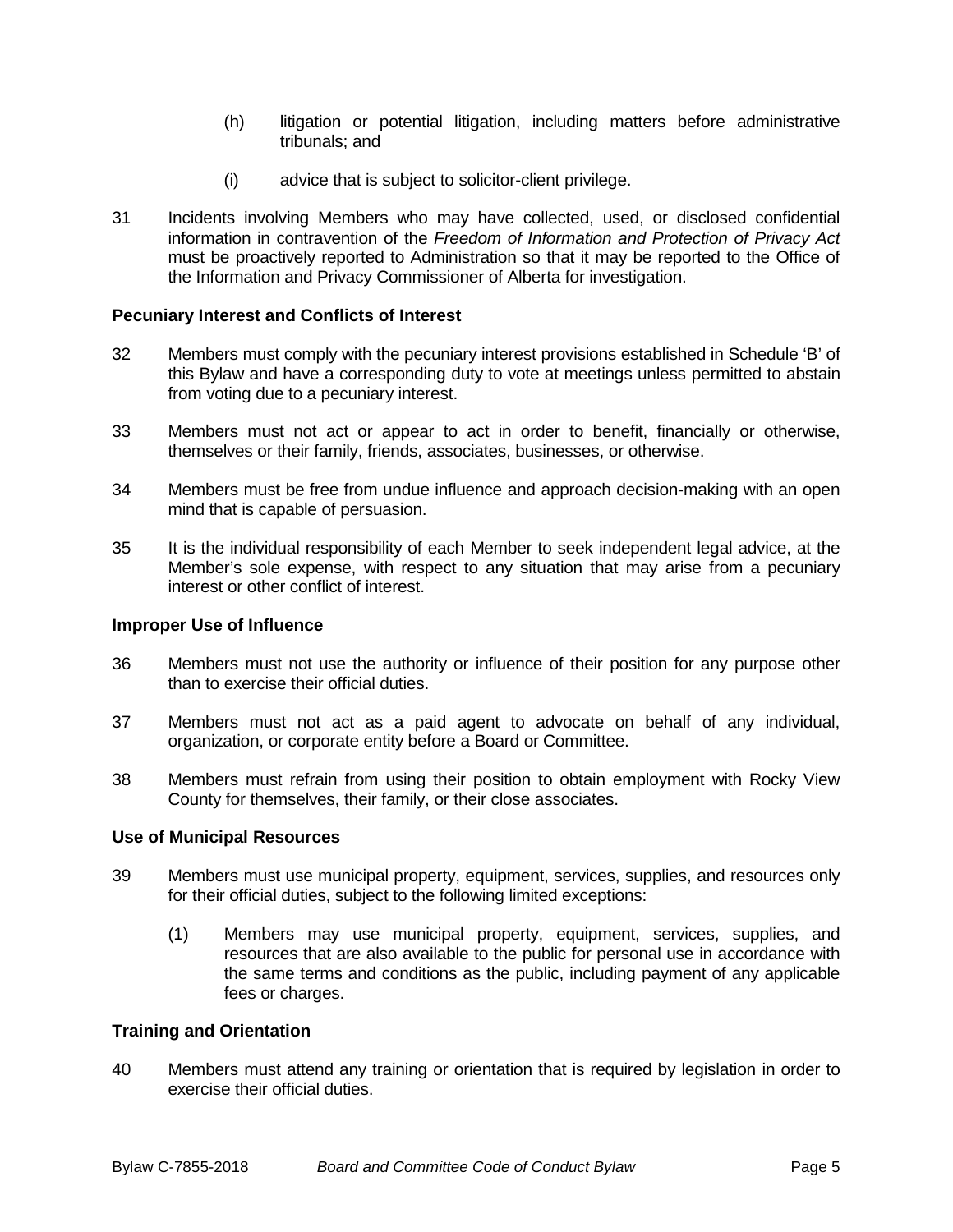(h) litigation or potential litigation, including matters before administrative tribunals; and

(i) advice that is subject to solicitor-client privilege.

31 Incidents involving Members who may have collected, used, or disclosed confidential information in contravention of the *Freedom of Information and Protection of Privacy Act* must be proactively reported to Administration so that it may be reported to the Office of the Information and Privacy Commissioner of Alberta for investigation.

**Pecuniary Interest and Conflicts of Interest**

32 Members must comply with the pecuniary interest provisions established in Schedule 'B' of this Bylaw and have a corresponding duty to vote at meetings unless permitted to abstain from voting due to a pecuniary interest.

33 Members must not act or appear to act in order to benefit, financially or otherwise, themselves or their family, friends, associates, businesses, or otherwise.

34 Members must be free from undue influence and approach decision-making with an open mind that is capable of persuasion.

35 It is the individual responsibility of each Member to seek independent legal advice, at the Member's sole expense, with respect to any situation that may arise from a pecuniary interest or other conflict of interest.

**Improper Use of Influence**

36 Members must not use the authority or influence of their position for any purpose other than to exercise their official duties.

37 Members must not act as a paid agent to advocate on behalf of any individual, organization, or corporate entity before a Board or Committee.

38 Members must refrain from using their position to obtain employment with Rocky View County for themselves, their family, or their close associates.

**Use of Municipal Resources**

39 Members must use municipal property, equipment, services, supplies, and resources only for their official duties, subject to the following limited exceptions:

(1) Members may use municipal property, equipment, services, supplies, and resources that are also available to the public for personal use in accordance with the same terms and conditions as the public, including payment of any applicable fees or charges.

**Training and Orientation**

40 Members must attend any training or orientation that is required by legislation in order to exercise their official duties.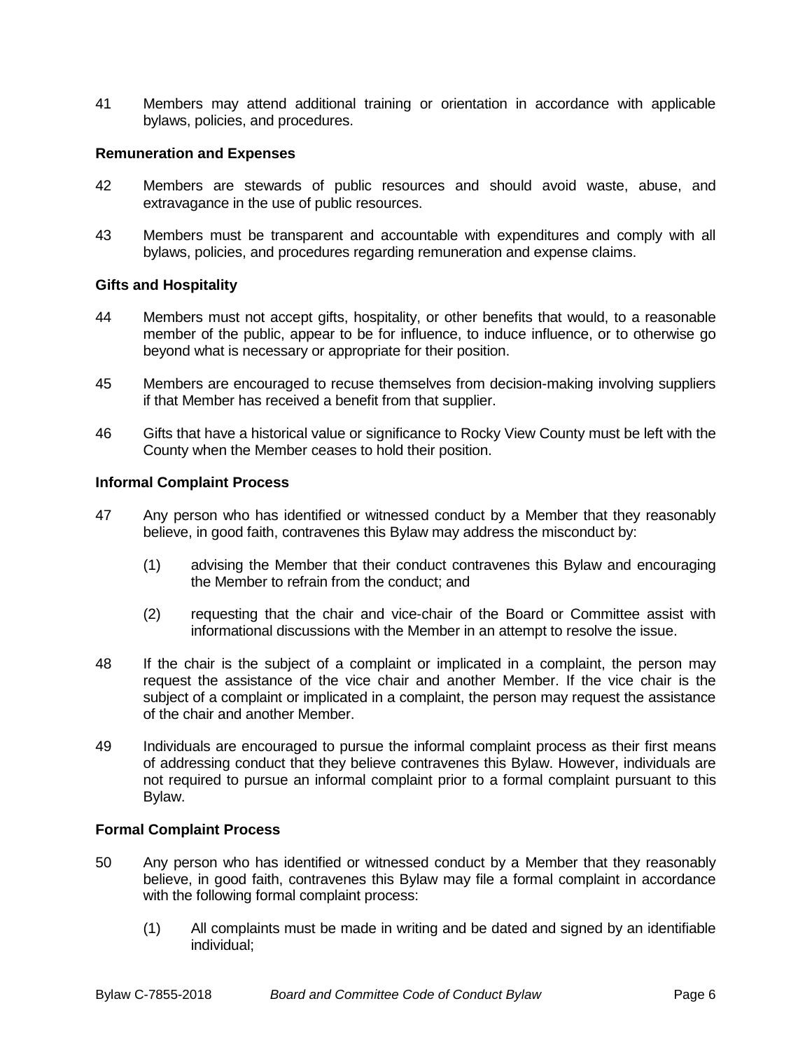41 Members may attend additional training or orientation in accordance with applicable bylaws, policies, and procedures.

### Remuneration and Expenses

42 Members are stewards of public resources and should avoid waste, abuse, and extravagance in the use of public resources.

43 Members must be transparent and accountable with expenditures and comply with all bylaws, policies, and procedures regarding remuneration and expense claims.

### Gifts and Hospitality

44 Members must not accept gifts, hospitality, or other benefits that would, to a reasonable member of the public, appear to be for influence, to induce influence, or to otherwise go beyond what is necessary or appropriate for their position.

45 Members are encouraged to recuse themselves from decision-making involving suppliers if that Member has received a benefit from that supplier.

46 Gifts that have a historical value or significance to Rocky View County must be left with the County when the Member ceases to hold their position.

### Informal Complaint Process

47 Any person who has identified or witnessed conduct by a Member that they reasonably believe, in good faith, contravenes this Bylaw may address the misconduct by:

   (1) advising the Member that their conduct contravenes this Bylaw and encouraging the Member to refrain from the conduct; and

   (2) requesting that the chair and vice-chair of the Board or Committee assist with informational discussions with the Member in an attempt to resolve the issue.

48 If the chair is the subject of a complaint or implicated in a complaint, the person may request the assistance of the vice chair and another Member. If the vice chair is the subject of a complaint or implicated in a complaint, the person may request the assistance of the chair and another Member.

49 Individuals are encouraged to pursue the informal complaint process as their first means of addressing conduct that they believe contravenes this Bylaw. However, individuals are not required to pursue an informal complaint prior to a formal complaint pursuant to this Bylaw.

### Formal Complaint Process

50 Any person who has identified or witnessed conduct by a Member that they reasonably believe, in good faith, contravenes this Bylaw may file a formal complaint in accordance with the following formal complaint process:

   (1) All complaints must be made in writing and be dated and signed by an identifiable individual;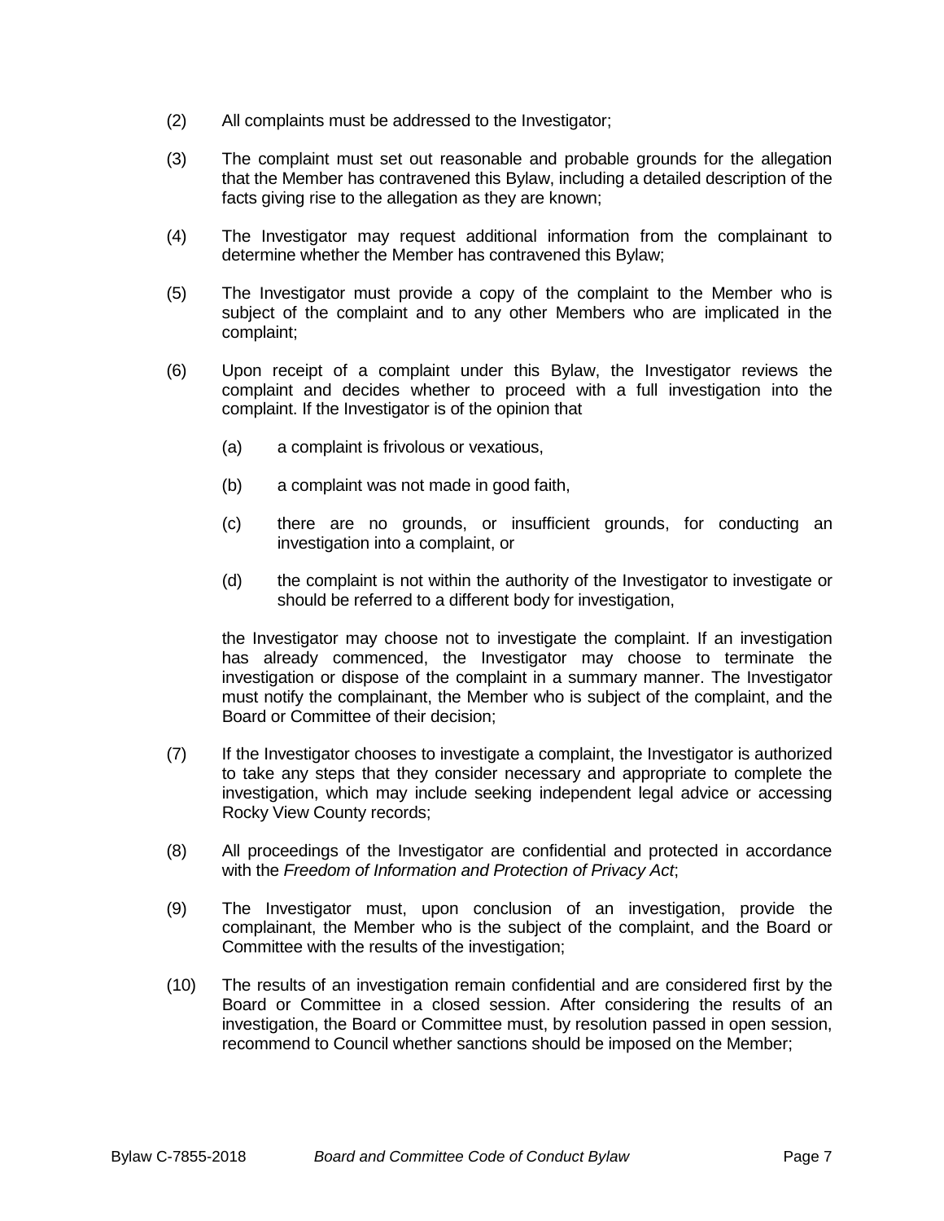(2) All complaints must be addressed to the Investigator;

(3) The complaint must set out reasonable and probable grounds for the allegation that the Member has contravened this Bylaw, including a detailed description of the facts giving rise to the allegation as they are known;

(4) The Investigator may request additional information from the complainant to determine whether the Member has contravened this Bylaw;

(5) The Investigator must provide a copy of the complaint to the Member who is subject of the complaint and to any other Members who are implicated in the complaint;

(6) Upon receipt of a complaint under this Bylaw, the Investigator reviews the complaint and decides whether to proceed with a full investigation into the complaint. If the Investigator is of the opinion that

   (a) a complaint is frivolous or vexatious,

   (b) a complaint was not made in good faith,

   (c) there are no grounds, or insufficient grounds, for conducting an investigation into a complaint, or

   (d) the complaint is not within the authority of the Investigator to investigate or should be referred to a different body for investigation,

   the Investigator may choose not to investigate the complaint. If an investigation has already commenced, the Investigator may choose to terminate the investigation or dispose of the complaint in a summary manner. The Investigator must notify the complainant, the Member who is subject of the complaint, and the Board or Committee of their decision;

(7) If the Investigator chooses to investigate a complaint, the Investigator is authorized to take any steps that they consider necessary and appropriate to complete the investigation, which may include seeking independent legal advice or accessing Rocky View County records;

(8) All proceedings of the Investigator are confidential and protected in accordance with the *Freedom of Information and Protection of Privacy Act*;

(9) The Investigator must, upon conclusion of an investigation, provide the complainant, the Member who is the subject of the complaint, and the Board or Committee with the results of the investigation;

(10) The results of an investigation remain confidential and are considered first by the Board or Committee in a closed session. After considering the results of an investigation, the Board or Committee must, by resolution passed in open session, recommend to Council whether sanctions should be imposed on the Member;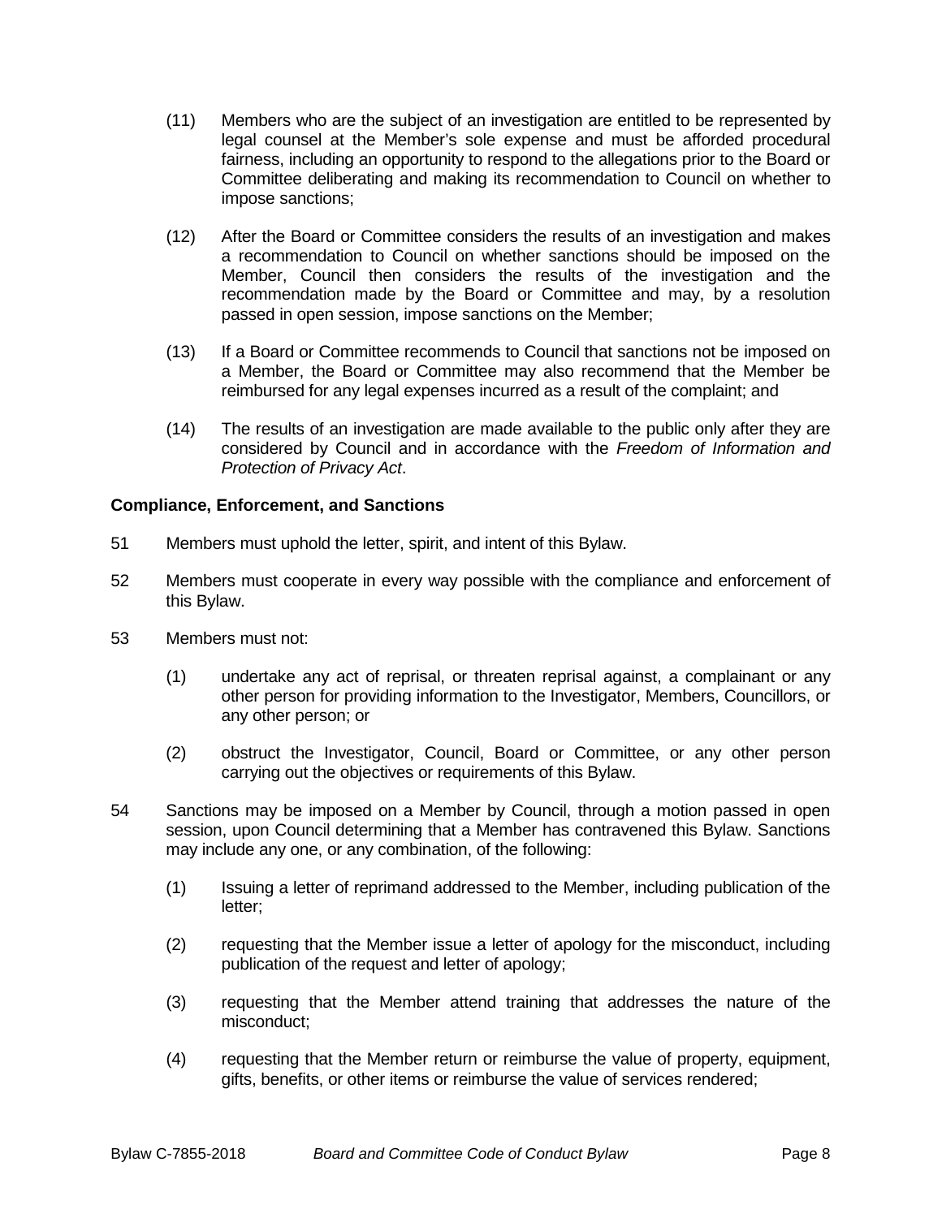(11) Members who are the subject of an investigation are entitled to be represented by legal counsel at the Member's sole expense and must be afforded procedural fairness, including an opportunity to respond to the allegations prior to the Board or Committee deliberating and making its recommendation to Council on whether to impose sanctions;

(12) After the Board or Committee considers the results of an investigation and makes a recommendation to Council on whether sanctions should be imposed on the Member, Council then considers the results of the investigation and the recommendation made by the Board or Committee and may, by a resolution passed in open session, impose sanctions on the Member;

(13) If a Board or Committee recommends to Council that sanctions not be imposed on a Member, the Board or Committee may also recommend that the Member be reimbursed for any legal expenses incurred as a result of the complaint; and

(14) The results of an investigation are made available to the public only after they are considered by Council and in accordance with the *Freedom of Information and Protection of Privacy Act*.

**Compliance, Enforcement, and Sanctions**

51 Members must uphold the letter, spirit, and intent of this Bylaw.

52 Members must cooperate in every way possible with the compliance and enforcement of this Bylaw.

53 Members must not:

(1) undertake any act of reprisal, or threaten reprisal against, a complainant or any other person for providing information to the Investigator, Members, Councillors, or any other person; or

(2) obstruct the Investigator, Council, Board or Committee, or any other person carrying out the objectives or requirements of this Bylaw.

54 Sanctions may be imposed on a Member by Council, through a motion passed in open session, upon Council determining that a Member has contravened this Bylaw. Sanctions may include any one, or any combination, of the following:

(1) Issuing a letter of reprimand addressed to the Member, including publication of the letter;

(2) requesting that the Member issue a letter of apology for the misconduct, including publication of the request and letter of apology;

(3) requesting that the Member attend training that addresses the nature of the misconduct;

(4) requesting that the Member return or reimburse the value of property, equipment, gifts, benefits, or other items or reimburse the value of services rendered;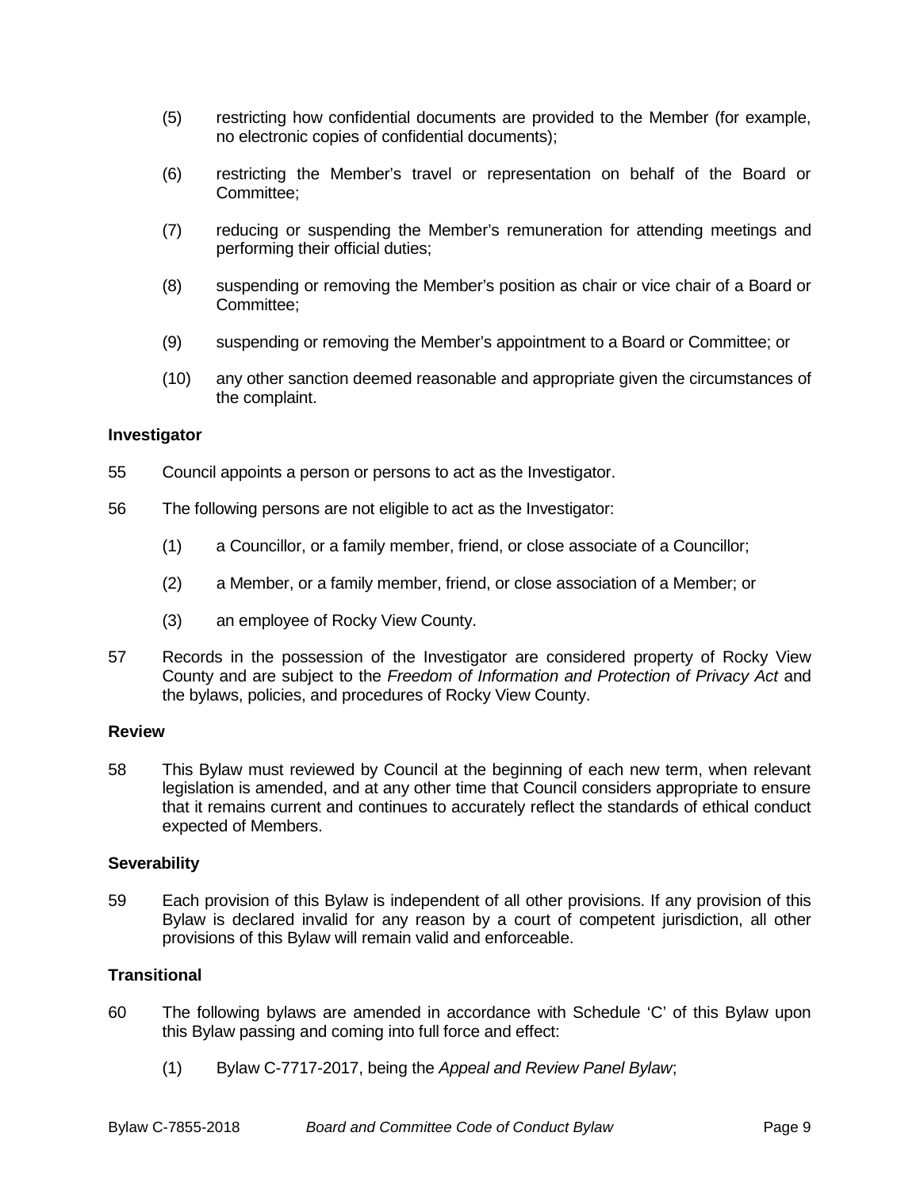(5) restricting how confidential documents are provided to the Member (for example, no electronic copies of confidential documents);

(6) restricting the Member's travel or representation on behalf of the Board or Committee;

(7) reducing or suspending the Member's remuneration for attending meetings and performing their official duties;

(8) suspending or removing the Member's position as chair or vice chair of a Board or Committee;

(9) suspending or removing the Member's appointment to a Board or Committee; or

(10) any other sanction deemed reasonable and appropriate given the circumstances of the complaint.

**Investigator**

55 Council appoints a person or persons to act as the Investigator.

56 The following persons are not eligible to act as the Investigator:

(1) a Councillor, or a family member, friend, or close associate of a Councillor;

(2) a Member, or a family member, friend, or close association of a Member; or

(3) an employee of Rocky View County.

57 Records in the possession of the Investigator are considered property of Rocky View County and are subject to the *Freedom of Information and Protection of Privacy Act* and the bylaws, policies, and procedures of Rocky View County.

**Review**

58 This Bylaw must reviewed by Council at the beginning of each new term, when relevant legislation is amended, and at any other time that Council considers appropriate to ensure that it remains current and continues to accurately reflect the standards of ethical conduct expected of Members.

**Severability**

59 Each provision of this Bylaw is independent of all other provisions. If any provision of this Bylaw is declared invalid for any reason by a court of competent jurisdiction, all other provisions of this Bylaw will remain valid and enforceable.

**Transitional**

60 The following bylaws are amended in accordance with Schedule 'C' of this Bylaw upon this Bylaw passing and coming into full force and effect:

(1) Bylaw C-7717-2017, being the *Appeal and Review Panel Bylaw*;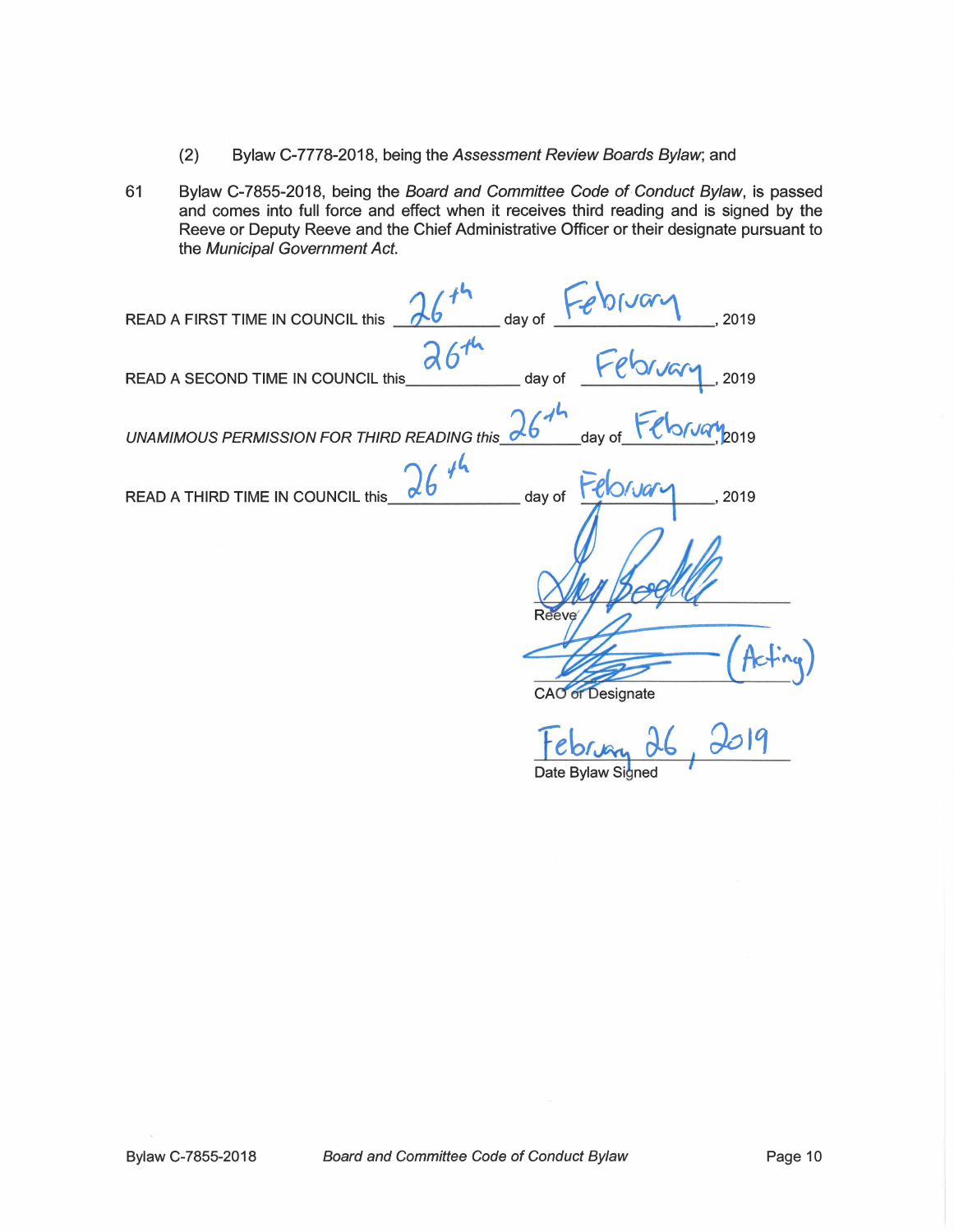(2) Bylaw C-7778-2018, being the *Assessment Review Boards Bylaw*; and

61 Bylaw C-7855-2018, being the *Board and Committee Code of Conduct Bylaw*, is passed and comes into full force and effect when it receives third reading and is signed by the Reeve or Deputy Reeve and the Chief Administrative Officer or their designate pursuant to the *Municipal Government Act*.

READ A FIRST TIME IN COUNCIL this 26th day of February, 2019

READ A SECOND TIME IN COUNCIL this 26th day of February, 2019

*UNAMIMOUS PERMISSION FOR THIRD READING this* 26th day of February, 2019

READ A THIRD TIME IN COUNCIL this 26th day of February, 2019

Reeve

(Acting)

CAO or Designate

February 26, 2019

Date Bylaw Signed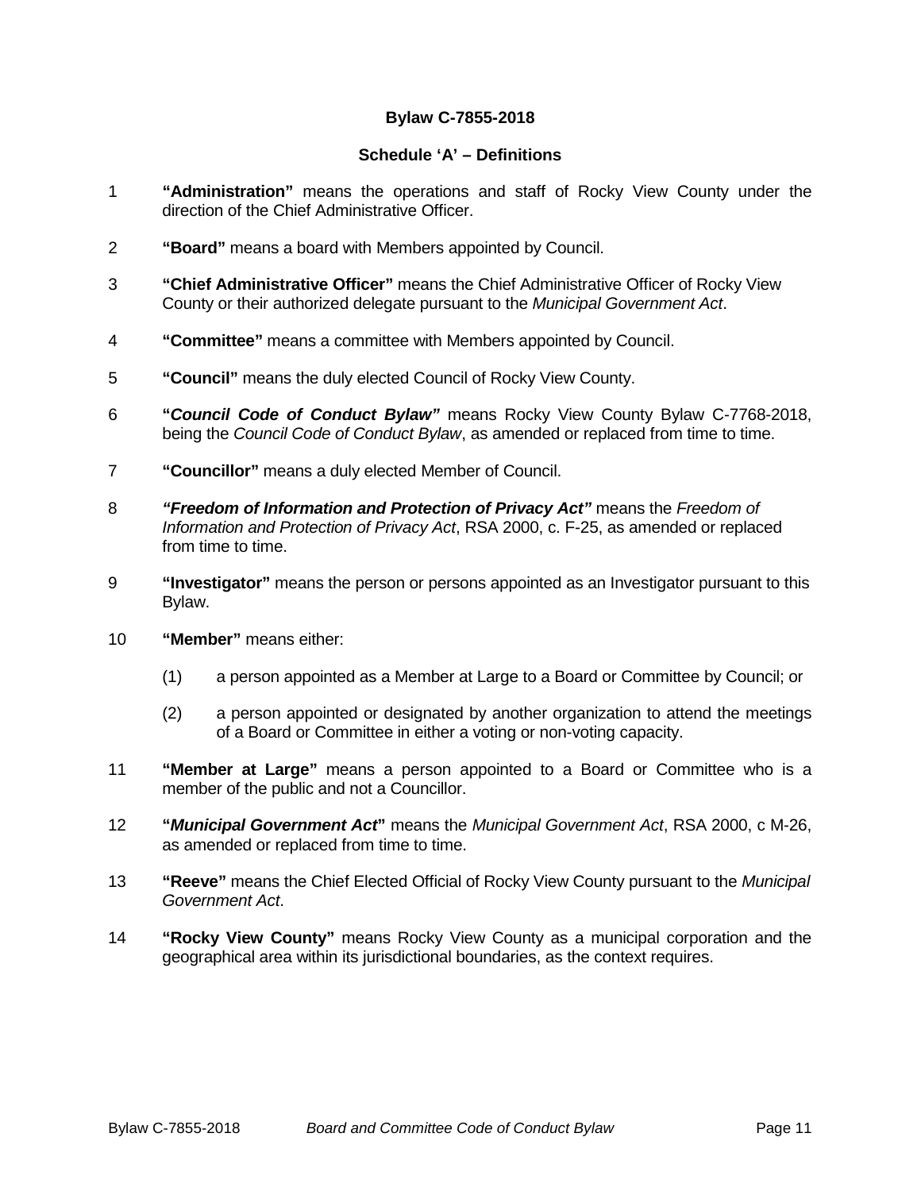**Bylaw C-7855-2018**

**Schedule ‘A’ – Definitions**

1 **“Administration”** means the operations and staff of Rocky View County under the direction of the Chief Administrative Officer.

2 **“Board”** means a board with Members appointed by Council.

3 **“Chief Administrative Officer”** means the Chief Administrative Officer of Rocky View County or their authorized delegate pursuant to the *Municipal Government Act*.

4 **“Committee”** means a committee with Members appointed by Council.

5 **“Council”** means the duly elected Council of Rocky View County.

6 **“*Council Code of Conduct Bylaw*”** means Rocky View County Bylaw C-7768-2018, being the *Council Code of Conduct Bylaw*, as amended or replaced from time to time.

7 **“Councillor”** means a duly elected Member of Council.

8 ***“Freedom of Information and Protection of Privacy Act”*** means the *Freedom of Information and Protection of Privacy Act*, RSA 2000, c. F-25, as amended or replaced from time to time.

9 **“Investigator”** means the person or persons appointed as an Investigator pursuant to this Bylaw.

10 **“Member”** means either:

(1) a person appointed as a Member at Large to a Board or Committee by Council; or

(2) a person appointed or designated by another organization to attend the meetings of a Board or Committee in either a voting or non-voting capacity.

11 **“Member at Large”** means a person appointed to a Board or Committee who is a member of the public and not a Councillor.

12 **“*Municipal Government Act*”** means the *Municipal Government Act*, RSA 2000, c M-26, as amended or replaced from time to time.

13 **“Reeve”** means the Chief Elected Official of Rocky View County pursuant to the *Municipal Government Act*.

14 **“Rocky View County”** means Rocky View County as a municipal corporation and the geographical area within its jurisdictional boundaries, as the context requires.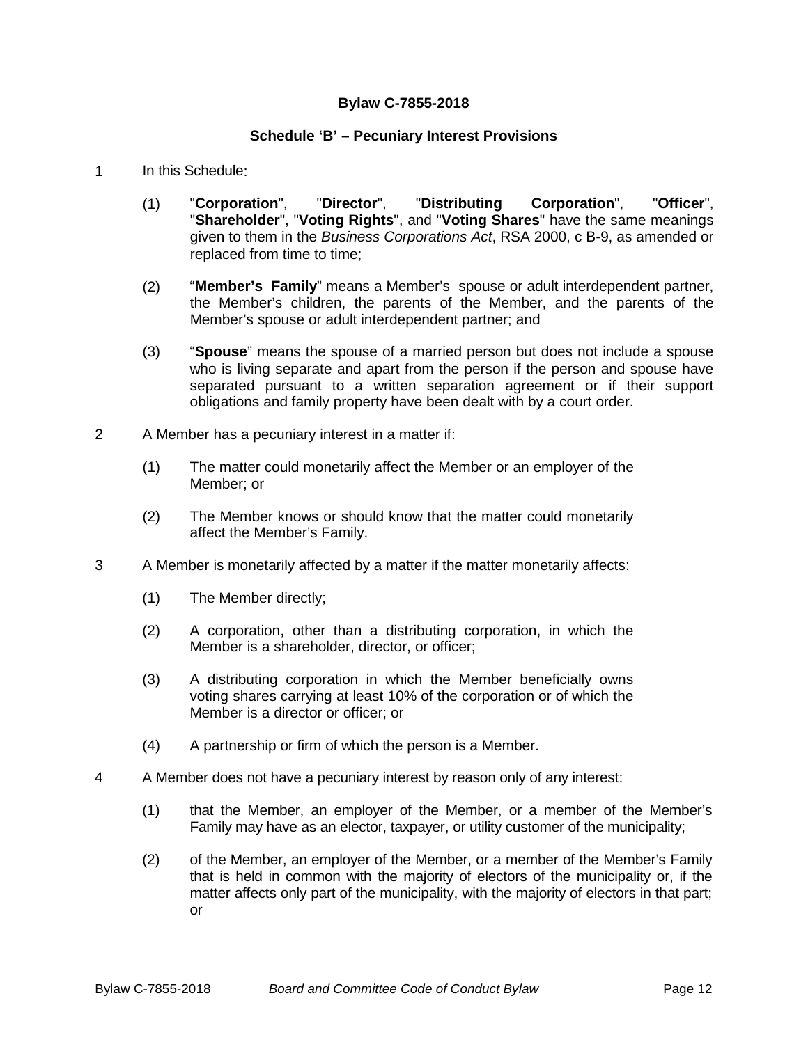**Bylaw C-7855-2018**

**Schedule 'B' – Pecuniary Interest Provisions**

1 In this Schedule:

(1) "**Corporation**", "**Director**", "**Distributing Corporation**", "**Officer**", "**Shareholder**", "**Voting Rights**", and "**Voting Shares**" have the same meanings given to them in the *Business Corporations Act*, RSA 2000, c B-9, as amended or replaced from time to time;

(2) "**Member's Family**" means a Member's spouse or adult interdependent partner, the Member's children, the parents of the Member, and the parents of the Member's spouse or adult interdependent partner; and

(3) "**Spouse**" means the spouse of a married person but does not include a spouse who is living separate and apart from the person if the person and spouse have separated pursuant to a written separation agreement or if their support obligations and family property have been dealt with by a court order.

2 A Member has a pecuniary interest in a matter if:

(1) The matter could monetarily affect the Member or an employer of the Member; or

(2) The Member knows or should know that the matter could monetarily affect the Member's Family.

3 A Member is monetarily affected by a matter if the matter monetarily affects:

(1) The Member directly;

(2) A corporation, other than a distributing corporation, in which the Member is a shareholder, director, or officer;

(3) A distributing corporation in which the Member beneficially owns voting shares carrying at least 10% of the corporation or of which the Member is a director or officer; or

(4) A partnership or firm of which the person is a Member.

4 A Member does not have a pecuniary interest by reason only of any interest:

(1) that the Member, an employer of the Member, or a member of the Member's Family may have as an elector, taxpayer, or utility customer of the municipality;

(2) of the Member, an employer of the Member, or a member of the Member's Family that is held in common with the majority of electors of the municipality or, if the matter affects only part of the municipality, with the majority of electors in that part; or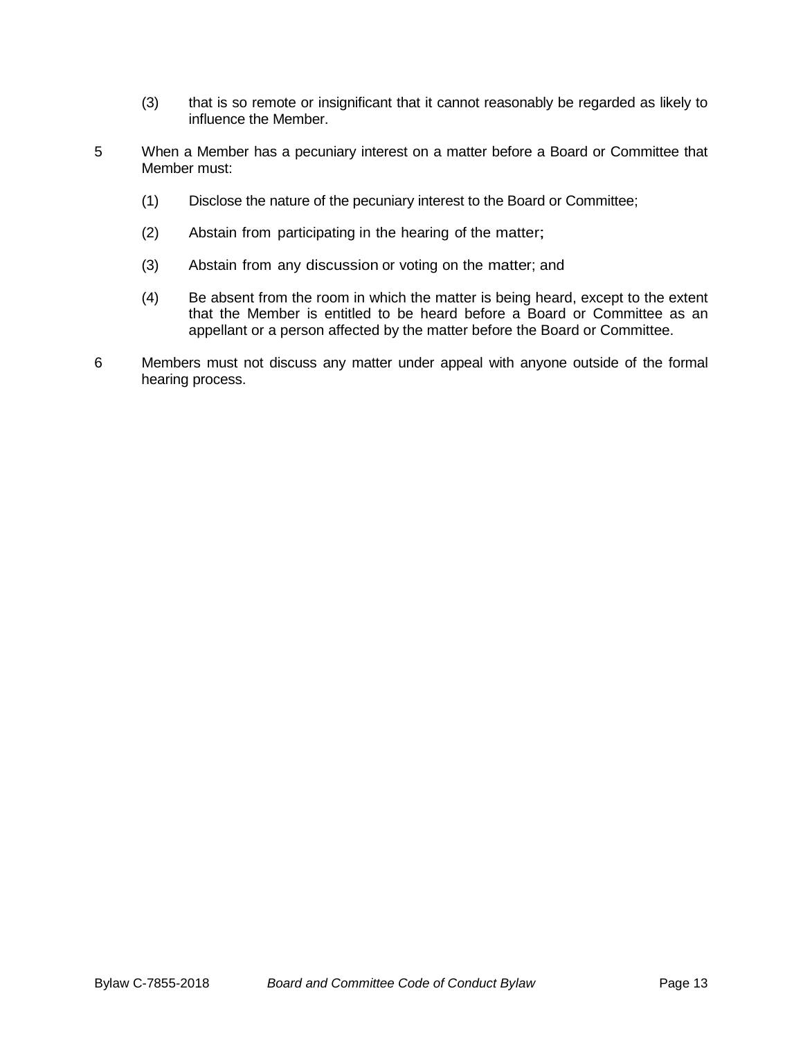(3) that is so remote or insignificant that it cannot reasonably be regarded as likely to influence the Member.

5 When a Member has a pecuniary interest on a matter before a Board or Committee that Member must:

(1) Disclose the nature of the pecuniary interest to the Board or Committee;

(2) Abstain from participating in the hearing of the matter;

(3) Abstain from any discussion or voting on the matter; and

(4) Be absent from the room in which the matter is being heard, except to the extent that the Member is entitled to be heard before a Board or Committee as an appellant or a person affected by the matter before the Board or Committee.

6 Members must not discuss any matter under appeal with anyone outside of the formal hearing process.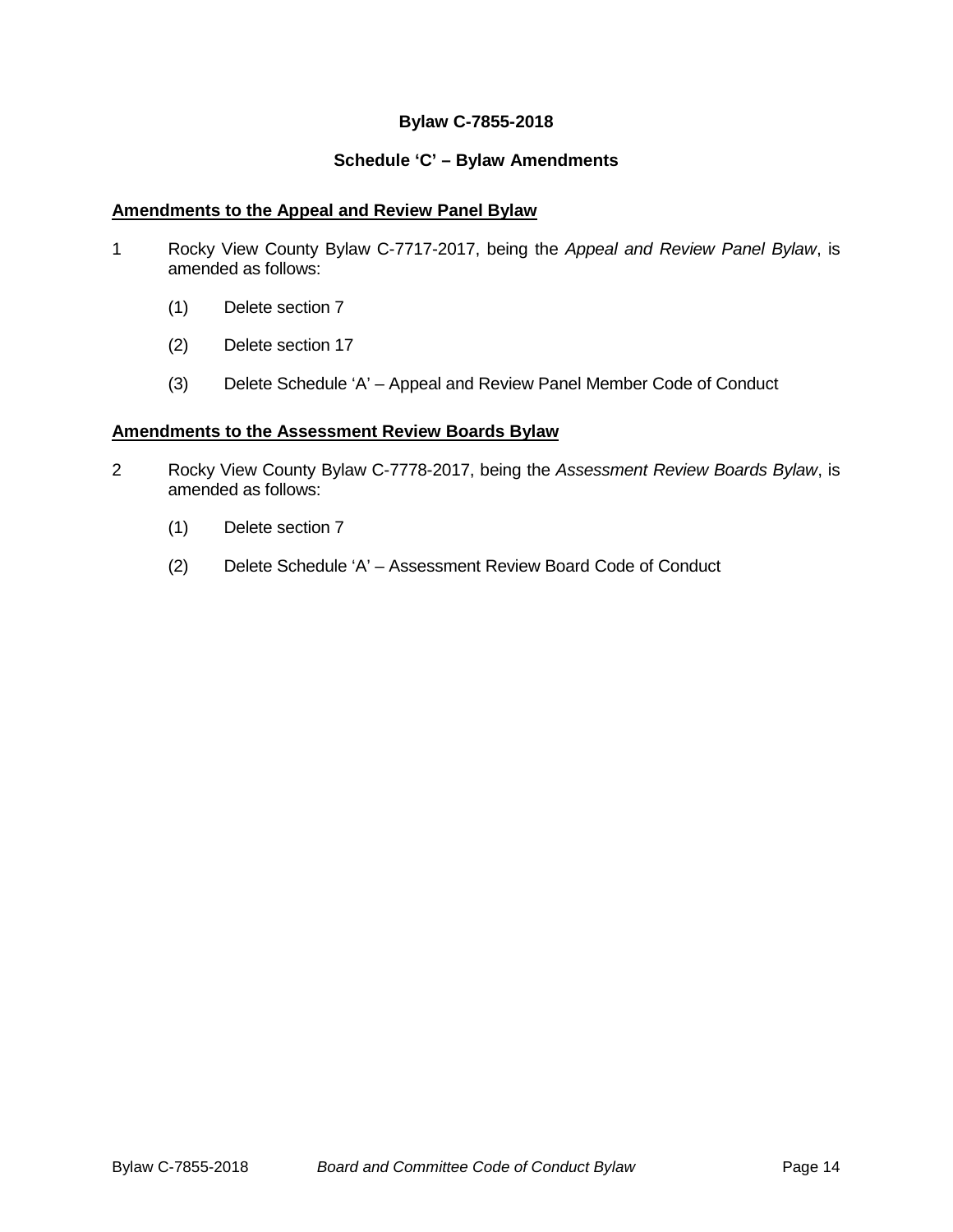**Bylaw C-7855-2018**

**Schedule 'C' – Bylaw Amendments**

**Amendments to the Appeal and Review Panel Bylaw**

1 Rocky View County Bylaw C-7717-2017, being the *Appeal and Review Panel Bylaw*, is amended as follows:

   (1) Delete section 7

   (2) Delete section 17

   (3) Delete Schedule 'A' – Appeal and Review Panel Member Code of Conduct

**Amendments to the Assessment Review Boards Bylaw**

2 Rocky View County Bylaw C-7778-2017, being the *Assessment Review Boards Bylaw*, is amended as follows:

   (1) Delete section 7

   (2) Delete Schedule 'A' – Assessment Review Board Code of Conduct